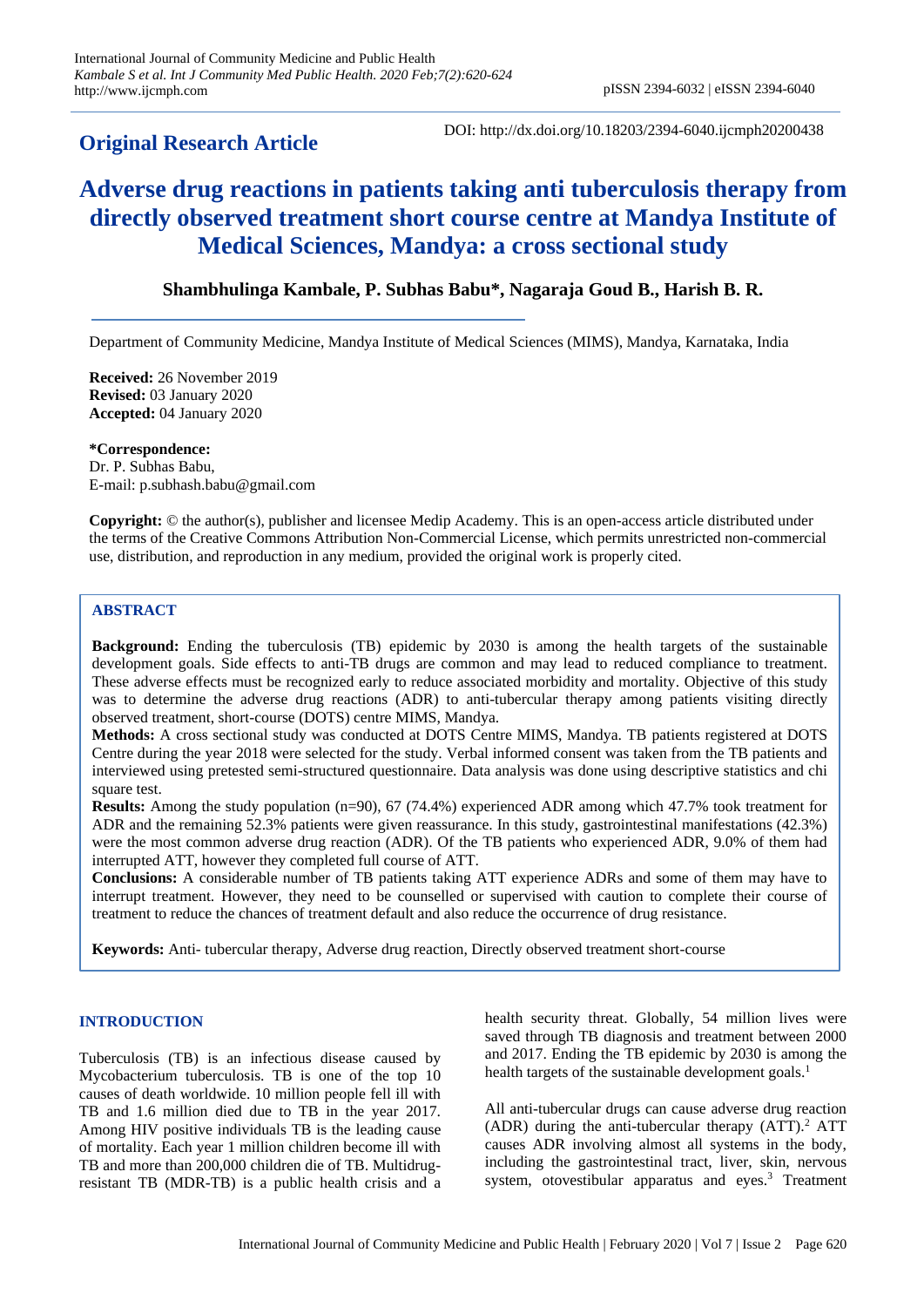**Original Research Article**

DOI: http://dx.doi.org/10.18203/2394-6040.ijcmph20200438

# Adverse drug reactions in patients taking anti tuberculosis therapy from directly observed treatment short course centre at Mandya Institute of Medical Sciences, Mandya: a cross sectional study

**Shambhulinga Kambale, P. Subhas Babu\*, Nagaraja Goud B., Harish B. R.**

Department of Community Medicine, Mandya Institute of Medical Sciences (MIMS), Mandya, Karnataka, India

**Received:** 26 November 2019
**Revised:** 03 January 2020
**Accepted:** 04 January 2020

**\*Correspondence:**
Dr. P. Subhas Babu,
E-mail: p.subhash.babu@gmail.com

**Copyright:** © the author(s), publisher and licensee Medip Academy. This is an open-access article distributed under the terms of the Creative Commons Attribution Non-Commercial License, which permits unrestricted non-commercial use, distribution, and reproduction in any medium, provided the original work is properly cited.

## ABSTRACT

**Background:** Ending the tuberculosis (TB) epidemic by 2030 is among the health targets of the sustainable development goals. Side effects to anti-TB drugs are common and may lead to reduced compliance to treatment. These adverse effects must be recognized early to reduce associated morbidity and mortality. Objective of this study was to determine the adverse drug reactions (ADR) to anti-tubercular therapy among patients visiting directly observed treatment, short-course (DOTS) centre MIMS, Mandya.

**Methods:** A cross sectional study was conducted at DOTS Centre MIMS, Mandya. TB patients registered at DOTS Centre during the year 2018 were selected for the study. Verbal informed consent was taken from the TB patients and interviewed using pretested semi-structured questionnaire. Data analysis was done using descriptive statistics and chi square test.

**Results:** Among the study population (n=90), 67 (74.4%) experienced ADR among which 47.7% took treatment for ADR and the remaining 52.3% patients were given reassurance. In this study, gastrointestinal manifestations (42.3%) were the most common adverse drug reaction (ADR). Of the TB patients who experienced ADR, 9.0% of them had interrupted ATT, however they completed full course of ATT.

**Conclusions:** A considerable number of TB patients taking ATT experience ADRs and some of them may have to interrupt treatment. However, they need to be counselled or supervised with caution to complete their course of treatment to reduce the chances of treatment default and also reduce the occurrence of drug resistance.

**Keywords:** Anti- tubercular therapy, Adverse drug reaction, Directly observed treatment short-course

## INTRODUCTION

Tuberculosis (TB) is an infectious disease caused by Mycobacterium tuberculosis. TB is one of the top 10 causes of death worldwide. 10 million people fell ill with TB and 1.6 million died due to TB in the year 2017. Among HIV positive individuals TB is the leading cause of mortality. Each year 1 million children become ill with TB and more than 200,000 children die of TB. Multidrug-resistant TB (MDR-TB) is a public health crisis and a health security threat. Globally, 54 million lives were saved through TB diagnosis and treatment between 2000 and 2017. Ending the TB epidemic by 2030 is among the health targets of the sustainable development goals.[1]

All anti-tubercular drugs can cause adverse drug reaction (ADR) during the anti-tubercular therapy (ATT).[2] ATT causes ADR involving almost all systems in the body, including the gastrointestinal tract, liver, skin, nervous system, otovestibular apparatus and eyes.[3] Treatment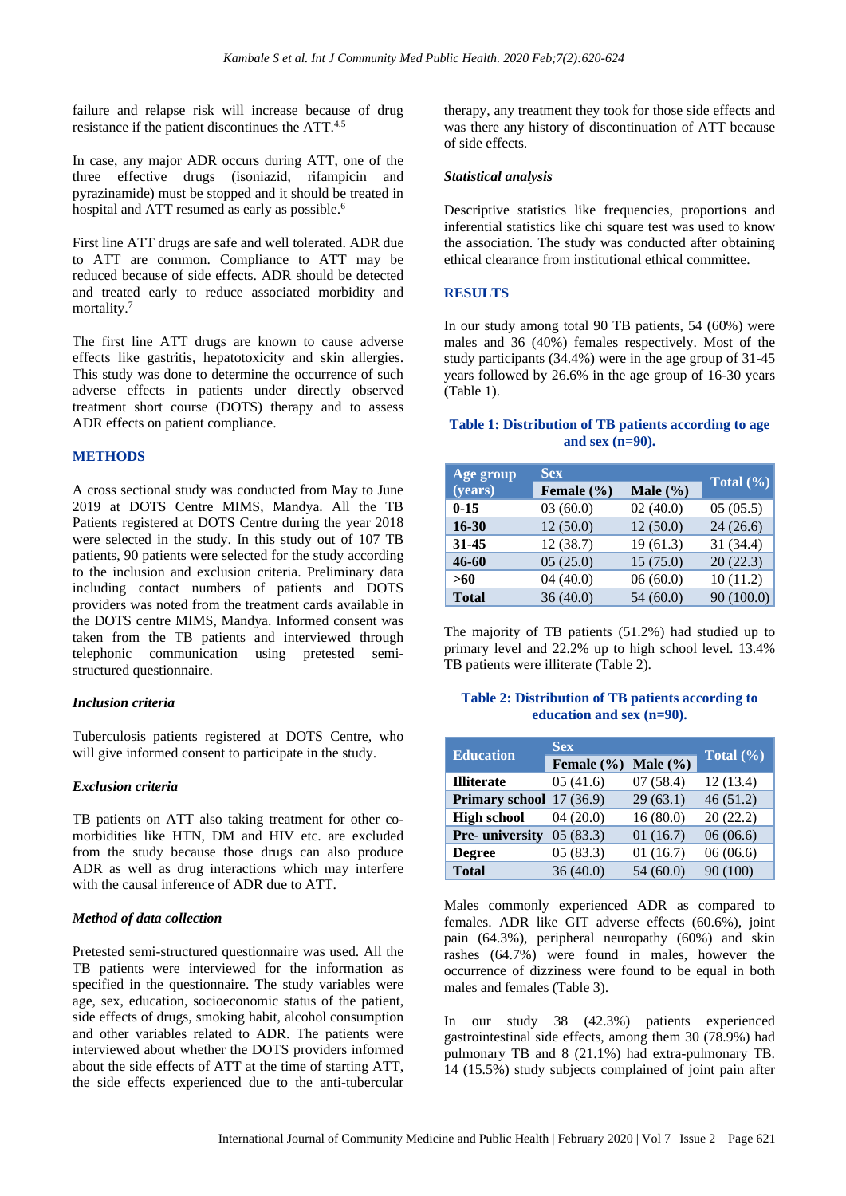failure and relapse risk will increase because of drug resistance if the patient discontinues the ATT.[4,5]

In case, any major ADR occurs during ATT, one of the three effective drugs (isoniazid, rifampicin and pyrazinamide) must be stopped and it should be treated in hospital and ATT resumed as early as possible.[6]

First line ATT drugs are safe and well tolerated. ADR due to ATT are common. Compliance to ATT may be reduced because of side effects. ADR should be detected and treated early to reduce associated morbidity and mortality.[7]

The first line ATT drugs are known to cause adverse effects like gastritis, hepatotoxicity and skin allergies. This study was done to determine the occurrence of such adverse effects in patients under directly observed treatment short course (DOTS) therapy and to assess ADR effects on patient compliance.

## METHODS

A cross sectional study was conducted from May to June 2019 at DOTS Centre MIMS, Mandya. All the TB Patients registered at DOTS Centre during the year 2018 were selected in the study. In this study out of 107 TB patients, 90 patients were selected for the study according to the inclusion and exclusion criteria. Preliminary data including contact numbers of patients and DOTS providers was noted from the treatment cards available in the DOTS centre MIMS, Mandya. Informed consent was taken from the TB patients and interviewed through telephonic communication using pretested semi-structured questionnaire.

### *Inclusion criteria*

Tuberculosis patients registered at DOTS Centre, who will give informed consent to participate in the study.

### *Exclusion criteria*

TB patients on ATT also taking treatment for other co-morbidities like HTN, DM and HIV etc. are excluded from the study because those drugs can also produce ADR as well as drug interactions which may interfere with the causal inference of ADR due to ATT.

### *Method of data collection*

Pretested semi-structured questionnaire was used. All the TB patients were interviewed for the information as specified in the questionnaire. The study variables were age, sex, education, socioeconomic status of the patient, side effects of drugs, smoking habit, alcohol consumption and other variables related to ADR. The patients were interviewed about whether the DOTS providers informed about the side effects of ATT at the time of starting ATT, the side effects experienced due to the anti-tubercular therapy, any treatment they took for those side effects and was there any history of discontinuation of ATT because of side effects.

### *Statistical analysis*

Descriptive statistics like frequencies, proportions and inferential statistics like chi square test was used to know the association. The study was conducted after obtaining ethical clearance from institutional ethical committee.

## RESULTS

In our study among total 90 TB patients, 54 (60%) were males and 36 (40%) females respectively. Most of the study participants (34.4%) were in the age group of 31-45 years followed by 26.6% in the age group of 16-30 years (Table 1).

**Table 1: Distribution of TB patients according to age and sex (n=90).**

| Age group (years) | Sex | | Total (%) |
|---|---|---|---|
| | Female (%) | Male (%) | |
| **0-15** | 03 (60.0) | 02 (40.0) | 05 (05.5) |
| **16-30** | 12 (50.0) | 12 (50.0) | 24 (26.6) |
| **31-45** | 12 (38.7) | 19 (61.3) | 31 (34.4) |
| **46-60** | 05 (25.0) | 15 (75.0) | 20 (22.3) |
| **>60** | 04 (40.0) | 06 (60.0) | 10 (11.2) |
| **Total** | 36 (40.0) | 54 (60.0) | 90 (100.0) |

The majority of TB patients (51.2%) had studied up to primary level and 22.2% up to high school level. 13.4% TB patients were illiterate (Table 2).

**Table 2: Distribution of TB patients according to education and sex (n=90).**

| Education | Sex | | Total (%) |
|---|---|---|---|
| | Female (%) | Male (%) | |
| **Illiterate** | 05 (41.6) | 07 (58.4) | 12 (13.4) |
| **Primary school** | 17 (36.9) | 29 (63.1) | 46 (51.2) |
| **High school** | 04 (20.0) | 16 (80.0) | 20 (22.2) |
| **Pre- university** | 05 (83.3) | 01 (16.7) | 06 (06.6) |
| **Degree** | 05 (83.3) | 01 (16.7) | 06 (06.6) |
| **Total** | 36 (40.0) | 54 (60.0) | 90 (100) |

Males commonly experienced ADR as compared to females. ADR like GIT adverse effects (60.6%), joint pain (64.3%), peripheral neuropathy (60%) and skin rashes (64.7%) were found in males, however the occurrence of dizziness were found to be equal in both males and females (Table 3).

In our study 38 (42.3%) patients experienced gastrointestinal side effects, among them 30 (78.9%) had pulmonary TB and 8 (21.1%) had extra-pulmonary TB. 14 (15.5%) study subjects complained of joint pain after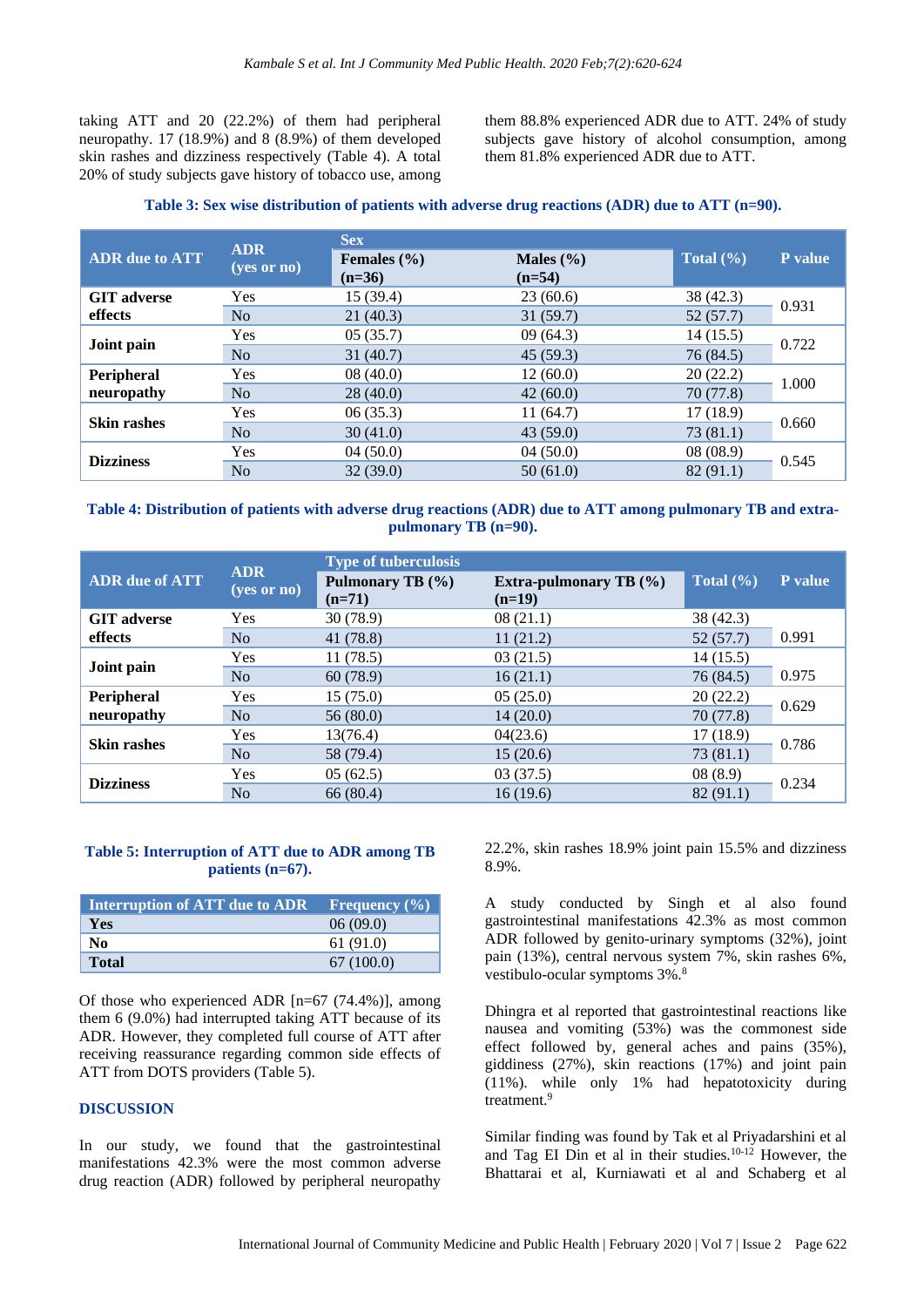taking ATT and 20 (22.2%) of them had peripheral neuropathy. 17 (18.9%) and 8 (8.9%) of them developed skin rashes and dizziness respectively (Table 4). A total 20% of study subjects gave history of tobacco use, among them 88.8% experienced ADR due to ATT. 24% of study subjects gave history of alcohol consumption, among them 81.8% experienced ADR due to ATT.

**Table 3: Sex wise distribution of patients with adverse drug reactions (ADR) due to ATT (n=90).**

| ADR due to ATT | ADR (yes or no) | Sex | | Total (%) | P value |
|---|---|---|---|---|---|
| | | Females (%) (n=36) | Males (%) (n=54) | | |
| GIT adverse effects | Yes | 15 (39.4) | 23 (60.6) | 38 (42.3) | 0.931 |
| | No | 21 (40.3) | 31 (59.7) | 52 (57.7) | |
| Joint pain | Yes | 05 (35.7) | 09 (64.3) | 14 (15.5) | 0.722 |
| | No | 31 (40.7) | 45 (59.3) | 76 (84.5) | |
| Peripheral neuropathy | Yes | 08 (40.0) | 12 (60.0) | 20 (22.2) | 1.000 |
| | No | 28 (40.0) | 42 (60.0) | 70 (77.8) | |
| Skin rashes | Yes | 06 (35.3) | 11 (64.7) | 17 (18.9) | 0.660 |
| | No | 30 (41.0) | 43 (59.0) | 73 (81.1) | |
| Dizziness | Yes | 04 (50.0) | 04 (50.0) | 08 (08.9) | 0.545 |
| | No | 32 (39.0) | 50 (61.0) | 82 (91.1) | |

**Table 4: Distribution of patients with adverse drug reactions (ADR) due to ATT among pulmonary TB and extra-pulmonary TB (n=90).**

| ADR due of ATT | ADR (yes or no) | Type of tuberculosis | | Total (%) | P value |
|---|---|---|---|---|---|
| | | Pulmonary TB (%) (n=71) | Extra-pulmonary TB (%) (n=19) | | |
| GIT adverse effects | Yes | 30 (78.9) | 08 (21.1) | 38 (42.3) | 0.991 |
| | No | 41 (78.8) | 11 (21.2) | 52 (57.7) | |
| Joint pain | Yes | 11 (78.5) | 03 (21.5) | 14 (15.5) | 0.975 |
| | No | 60 (78.9) | 16 (21.1) | 76 (84.5) | |
| Peripheral neuropathy | Yes | 15 (75.0) | 05 (25.0) | 20 (22.2) | 0.629 |
| | No | 56 (80.0) | 14 (20.0) | 70 (77.8) | |
| Skin rashes | Yes | 13(76.4) | 04(23.6) | 17 (18.9) | 0.786 |
| | No | 58 (79.4) | 15 (20.6) | 73 (81.1) | |
| Dizziness | Yes | 05 (62.5) | 03 (37.5) | 08 (8.9) | 0.234 |
| | No | 66 (80.4) | 16 (19.6) | 82 (91.1) | |

**Table 5: Interruption of ATT due to ADR among TB patients (n=67).**

| Interruption of ATT due to ADR | Frequency (%) |
|---|---|
| **Yes** | 06 (09.0) |
| **No** | 61 (91.0) |
| **Total** | 67 (100.0) |

Of those who experienced ADR [n=67 (74.4%)], among them 6 (9.0%) had interrupted taking ATT because of its ADR. However, they completed full course of ATT after receiving reassurance regarding common side effects of ATT from DOTS providers (Table 5).

## DISCUSSION

In our study, we found that the gastrointestinal manifestations 42.3% were the most common adverse drug reaction (ADR) followed by peripheral neuropathy 22.2%, skin rashes 18.9% joint pain 15.5% and dizziness 8.9%.

A study conducted by Singh et al also found gastrointestinal manifestations 42.3% as most common ADR followed by genito-urinary symptoms (32%), joint pain (13%), central nervous system 7%, skin rashes 6%, vestibulo-ocular symptoms 3%.[8]

Dhingra et al reported that gastrointestinal reactions like nausea and vomiting (53%) was the commonest side effect followed by, general aches and pains (35%), giddiness (27%), skin reactions (17%) and joint pain (11%). while only 1% had hepatotoxicity during treatment.[9]

Similar finding was found by Tak et al Priyadarshini et al and Tag EI Din et al in their studies.[10-12] However, the Bhattarai et al, Kurniawati et al and Schaberg et al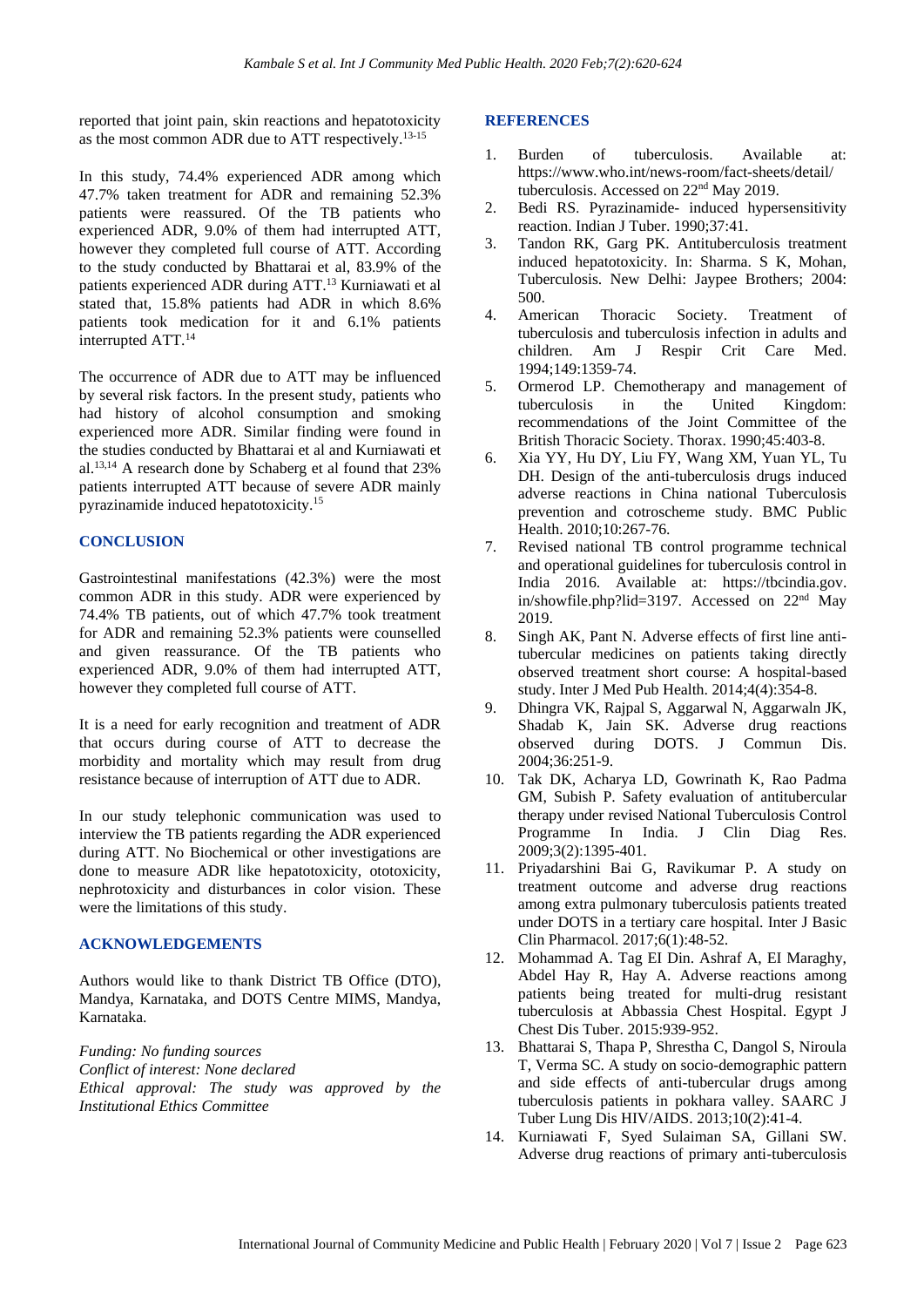reported that joint pain, skin reactions and hepatotoxicity as the most common ADR due to ATT respectively.[13-15]

In this study, 74.4% experienced ADR among which 47.7% taken treatment for ADR and remaining 52.3% patients were reassured. Of the TB patients who experienced ADR, 9.0% of them had interrupted ATT, however they completed full course of ATT. According to the study conducted by Bhattarai et al, 83.9% of the patients experienced ADR during ATT.[13] Kurniawati et al stated that, 15.8% patients had ADR in which 8.6% patients took medication for it and 6.1% patients interrupted ATT.[14]

The occurrence of ADR due to ATT may be influenced by several risk factors. In the present study, patients who had history of alcohol consumption and smoking experienced more ADR. Similar finding were found in the studies conducted by Bhattarai et al and Kurniawati et al.[13,14] A research done by Schaberg et al found that 23% patients interrupted ATT because of severe ADR mainly pyrazinamide induced hepatotoxicity.[15]

## CONCLUSION

Gastrointestinal manifestations (42.3%) were the most common ADR in this study. ADR were experienced by 74.4% TB patients, out of which 47.7% took treatment for ADR and remaining 52.3% patients were counselled and given reassurance. Of the TB patients who experienced ADR, 9.0% of them had interrupted ATT, however they completed full course of ATT.

It is a need for early recognition and treatment of ADR that occurs during course of ATT to decrease the morbidity and mortality which may result from drug resistance because of interruption of ATT due to ADR.

In our study telephonic communication was used to interview the TB patients regarding the ADR experienced during ATT. No Biochemical or other investigations are done to measure ADR like hepatotoxicity, ototoxicity, nephrotoxicity and disturbances in color vision. These were the limitations of this study.

## ACKNOWLEDGEMENTS

Authors would like to thank District TB Office (DTO), Mandya, Karnataka, and DOTS Centre MIMS, Mandya, Karnataka.

*Funding: No funding sources*
*Conflict of interest: None declared*
*Ethical approval: The study was approved by the Institutional Ethics Committee*

## REFERENCES

1. Burden of tuberculosis. Available at: https://www.who.int/news-room/fact-sheets/detail/tuberculosis. Accessed on 22nd May 2019.
2. Bedi RS. Pyrazinamide- induced hypersensitivity reaction. Indian J Tuber. 1990;37:41.
3. Tandon RK, Garg PK. Antituberculosis treatment induced hepatotoxicity. In: Sharma. S K, Mohan, Tuberculosis. New Delhi: Jaypee Brothers; 2004: 500.
4. American Thoracic Society. Treatment of tuberculosis and tuberculosis infection in adults and children. Am J Respir Crit Care Med. 1994;149:1359-74.
5. Ormerod LP. Chemotherapy and management of tuberculosis in the United Kingdom: recommendations of the Joint Committee of the British Thoracic Society. Thorax. 1990;45:403-8.
6. Xia YY, Hu DY, Liu FY, Wang XM, Yuan YL, Tu DH. Design of the anti-tuberculosis drugs induced adverse reactions in China national Tuberculosis prevention and cotroscheme study. BMC Public Health. 2010;10:267-76.
7. Revised national TB control programme technical and operational guidelines for tuberculosis control in India 2016. Available at: https://tbcindia.gov.in/showfile.php?lid=3197. Accessed on 22nd May 2019.
8. Singh AK, Pant N. Adverse effects of first line anti-tubercular medicines on patients taking directly observed treatment short course: A hospital-based study. Inter J Med Pub Health. 2014;4(4):354-8.
9. Dhingra VK, Rajpal S, Aggarwal N, Aggarwaln JK, Shadab K, Jain SK. Adverse drug reactions observed during DOTS. J Commun Dis. 2004;36:251-9.
10. Tak DK, Acharya LD, Gowrinath K, Rao Padma GM, Subish P. Safety evaluation of antitubercular therapy under revised National Tuberculosis Control Programme In India. J Clin Diag Res. 2009;3(2):1395-401.
11. Priyadarshini Bai G, Ravikumar P. A study on treatment outcome and adverse drug reactions among extra pulmonary tuberculosis patients treated under DOTS in a tertiary care hospital. Inter J Basic Clin Pharmacol. 2017;6(1):48-52.
12. Mohammad A. Tag EI Din. Ashraf A, EI Maraghy, Abdel Hay R, Hay A. Adverse reactions among patients being treated for multi-drug resistant tuberculosis at Abbassia Chest Hospital. Egypt J Chest Dis Tuber. 2015:939-952.
13. Bhattarai S, Thapa P, Shrestha C, Dangol S, Niroula T, Verma SC. A study on socio-demographic pattern and side effects of anti-tubercular drugs among tuberculosis patients in pokhara valley. SAARC J Tuber Lung Dis HIV/AIDS. 2013;10(2):41-4.
14. Kurniawati F, Syed Sulaiman SA, Gillani SW. Adverse drug reactions of primary anti-tuberculosis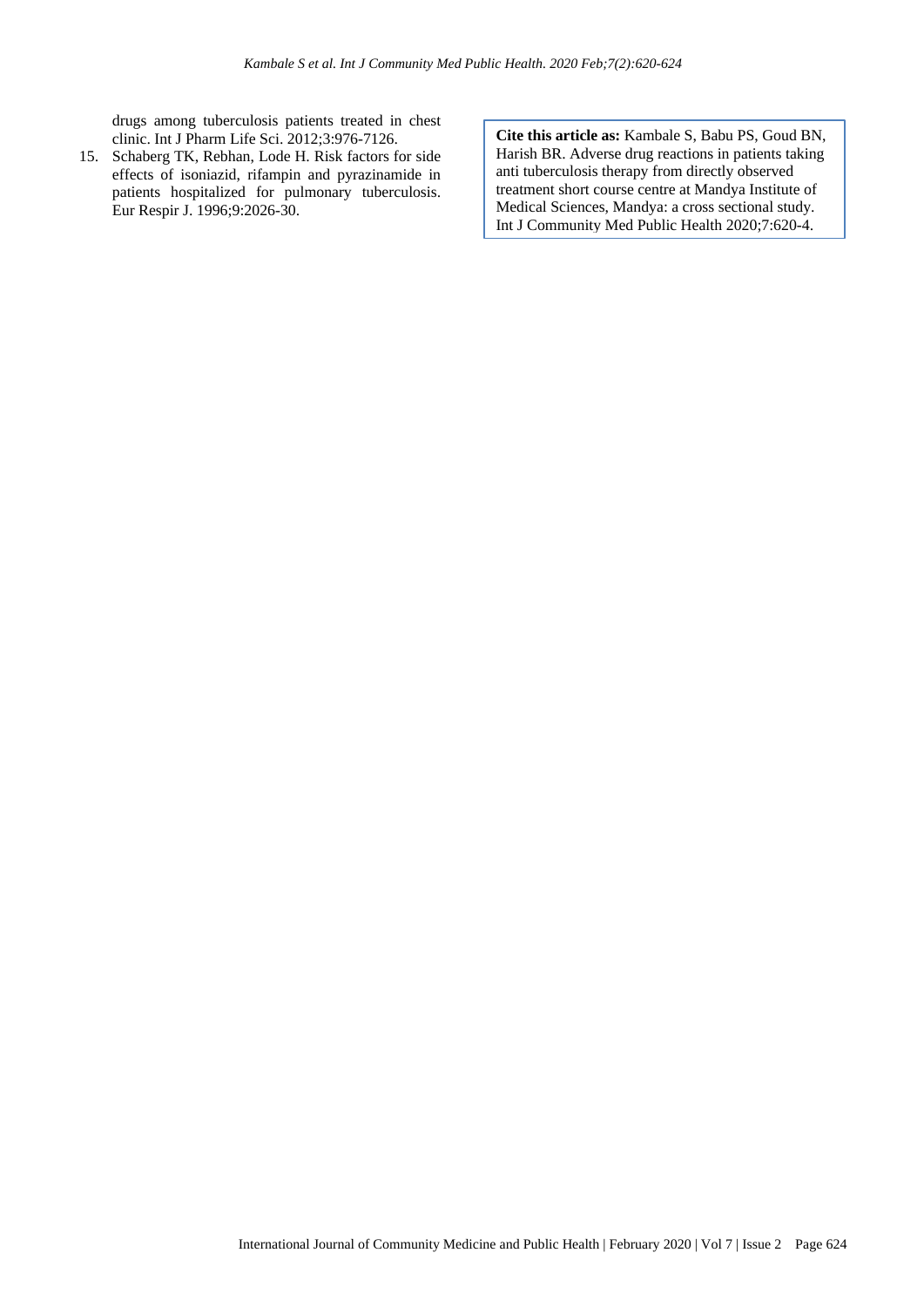drugs among tuberculosis patients treated in chest clinic. Int J Pharm Life Sci. 2012;3:976-7126.

15. Schaberg TK, Rebhan, Lode H. Risk factors for side effects of isoniazid, rifampin and pyrazinamide in patients hospitalized for pulmonary tuberculosis. Eur Respir J. 1996;9:2026-30.

**Cite this article as:** Kambale S, Babu PS, Goud BN, Harish BR. Adverse drug reactions in patients taking anti tuberculosis therapy from directly observed treatment short course centre at Mandya Institute of Medical Sciences, Mandya: a cross sectional study. Int J Community Med Public Health 2020;7:620-4.